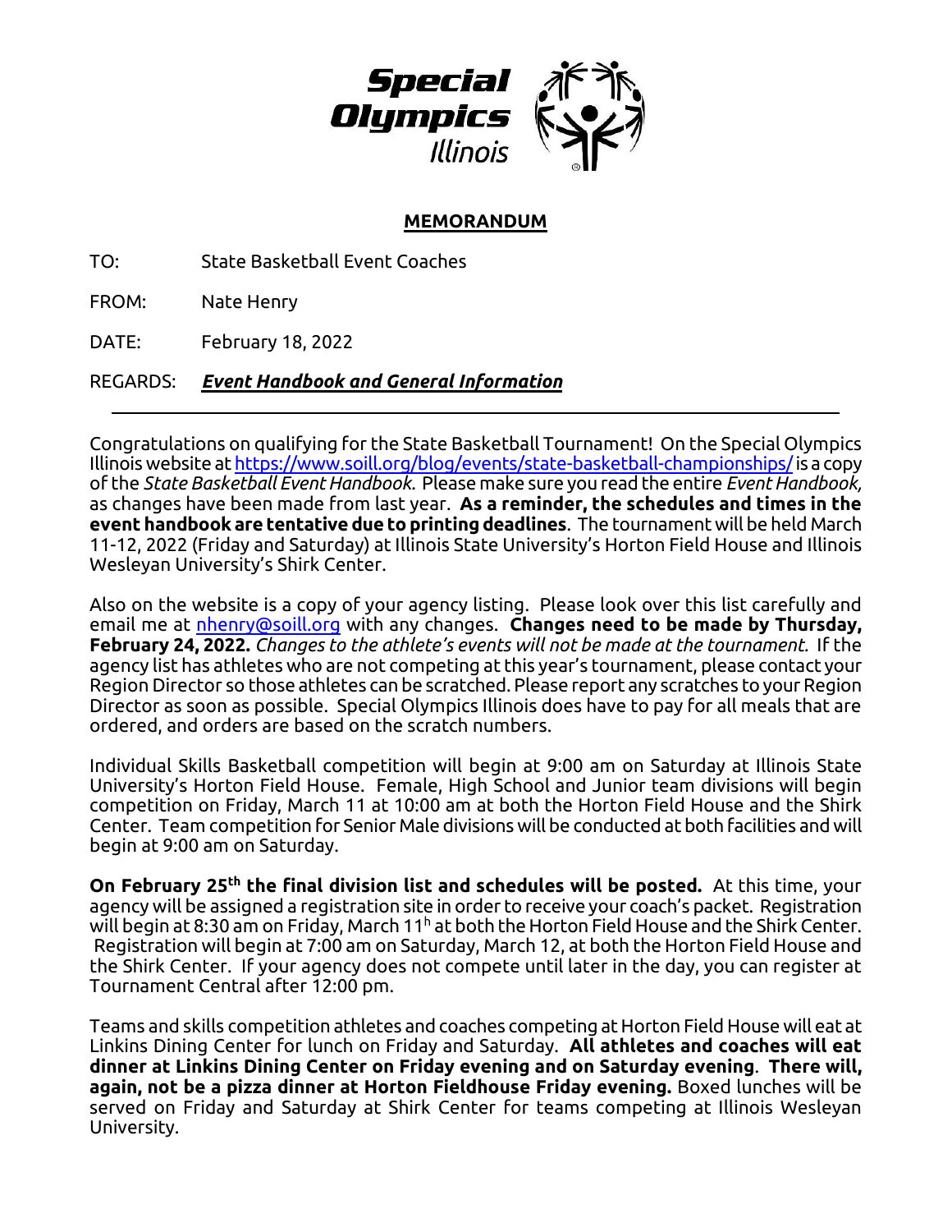Special Olympics Illinois

## MEMORANDUM

TO: State Basketball Event Coaches

FROM: Nate Henry

DATE: February 18, 2022

REGARDS: ***Event Handbook and General Information***

---

Congratulations on qualifying for the State Basketball Tournament! On the Special Olympics Illinois website at https://www.soill.org/blog/events/state-basketball-championships/ is a copy of the *State Basketball Event Handbook.* Please make sure you read the entire *Event Handbook,* as changes have been made from last year. **As a reminder, the schedules and times in the event handbook are tentative due to printing deadlines**. The tournament will be held March 11-12, 2022 (Friday and Saturday) at Illinois State University's Horton Field House and Illinois Wesleyan University's Shirk Center.

Also on the website is a copy of your agency listing. Please look over this list carefully and email me at nhenry@soill.org with any changes. **Changes need to be made by Thursday, February 24, 2022.** *Changes to the athlete's events will not be made at the tournament.* If the agency list has athletes who are not competing at this year's tournament, please contact your Region Director so those athletes can be scratched. Please report any scratches to your Region Director as soon as possible. Special Olympics Illinois does have to pay for all meals that are ordered, and orders are based on the scratch numbers.

Individual Skills Basketball competition will begin at 9:00 am on Saturday at Illinois State University's Horton Field House. Female, High School and Junior team divisions will begin competition on Friday, March 11 at 10:00 am at both the Horton Field House and the Shirk Center. Team competition for Senior Male divisions will be conducted at both facilities and will begin at 9:00 am on Saturday.

**On February 25th the final division list and schedules will be posted.** At this time, your agency will be assigned a registration site in order to receive your coach's packet. Registration will begin at 8:30 am on Friday, March 11h at both the Horton Field House and the Shirk Center. Registration will begin at 7:00 am on Saturday, March 12, at both the Horton Field House and the Shirk Center. If your agency does not compete until later in the day, you can register at Tournament Central after 12:00 pm.

Teams and skills competition athletes and coaches competing at Horton Field House will eat at Linkins Dining Center for lunch on Friday and Saturday. **All athletes and coaches will eat dinner at Linkins Dining Center on Friday evening and on Saturday evening**. **There will, again, not be a pizza dinner at Horton Fieldhouse Friday evening.** Boxed lunches will be served on Friday and Saturday at Shirk Center for teams competing at Illinois Wesleyan University.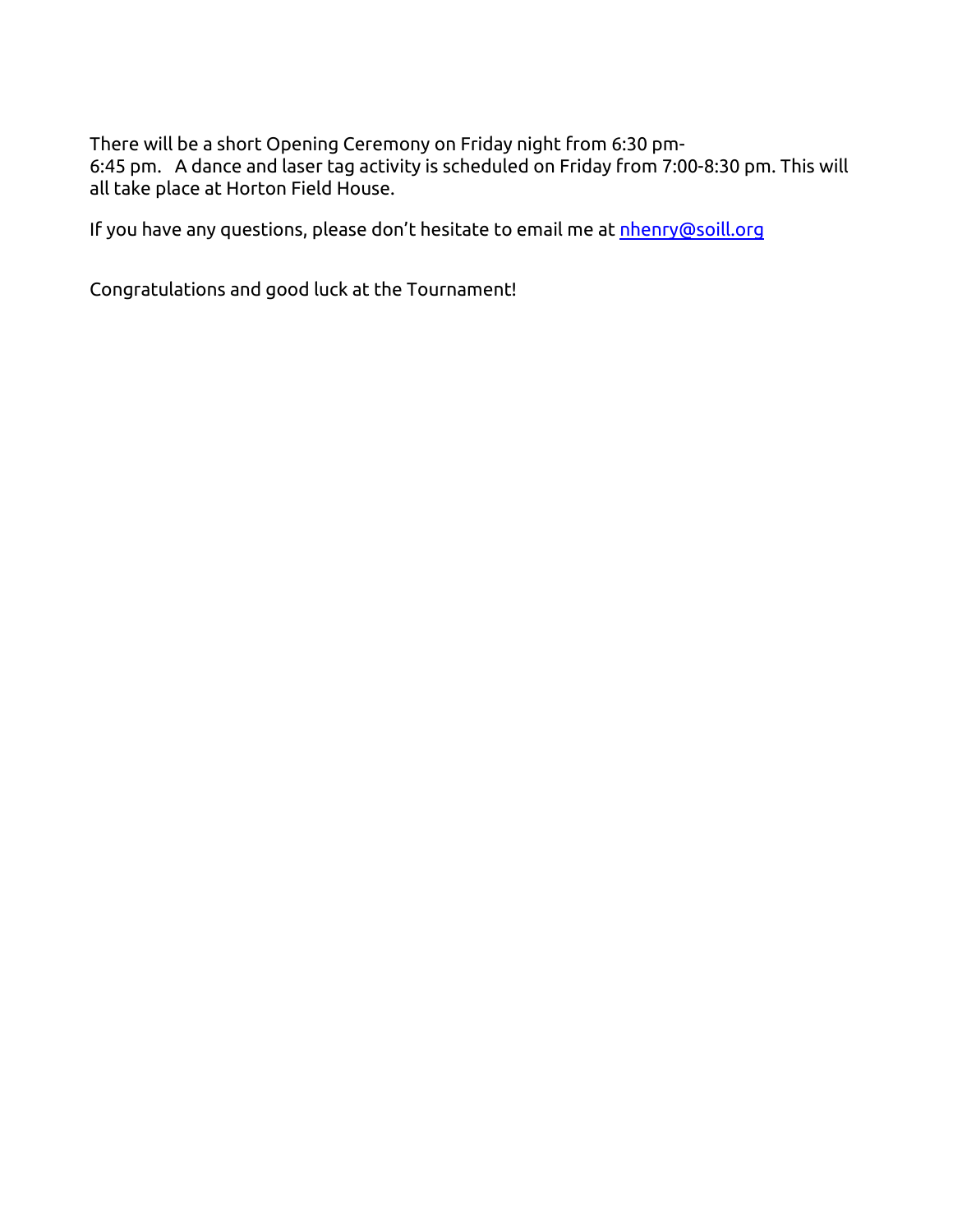There will be a short Opening Ceremony on Friday night from 6:30 pm-6:45 pm. A dance and laser tag activity is scheduled on Friday from 7:00-8:30 pm. This will all take place at Horton Field House.

If you have any questions, please don't hesitate to email me at [nhenry@soill.org](mailto:nhenry@soill.org)

Congratulations and good luck at the Tournament!